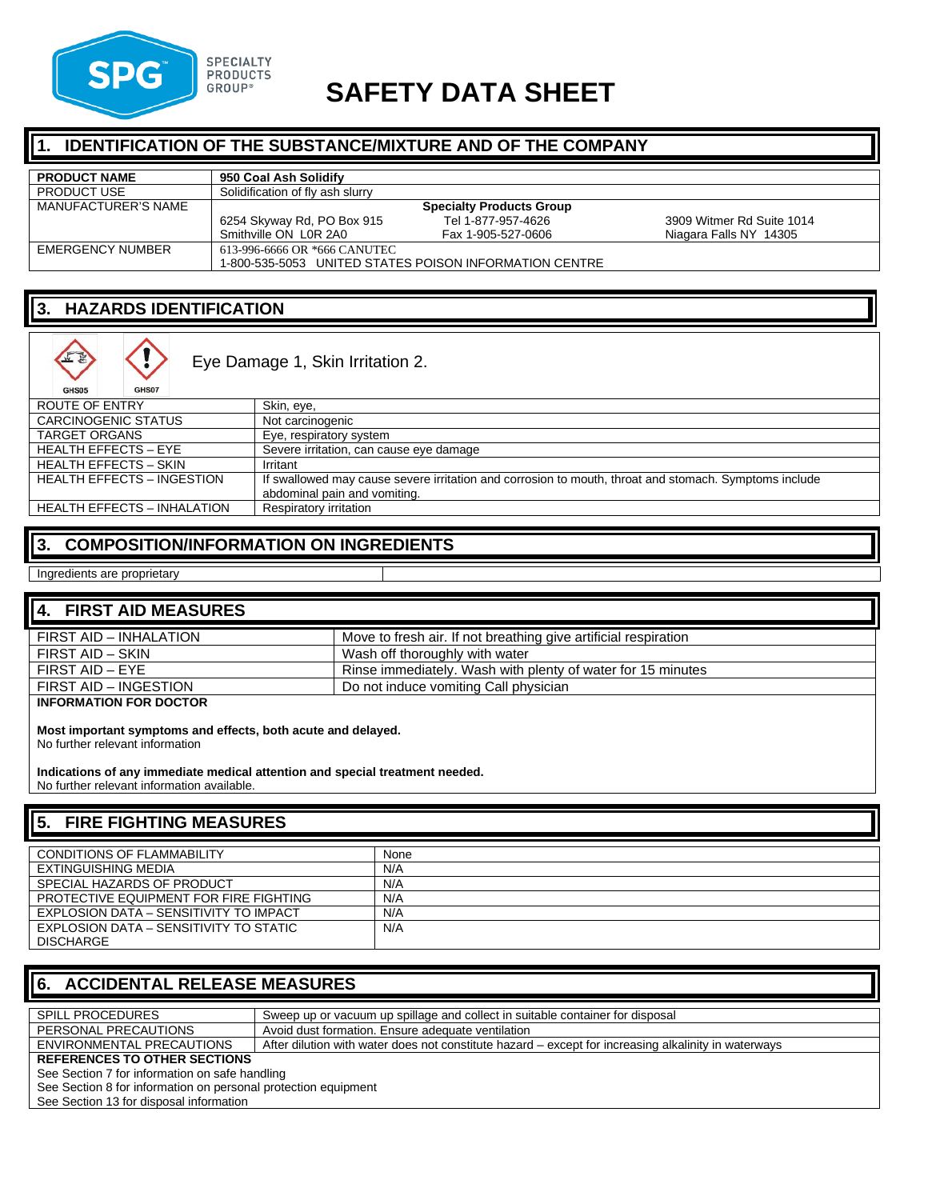SPECIALTY PRODUCTS GROUP®

# SAFETY DATA SHEET

## 1. IDENTIFICATION OF THE SUBSTANCE/MIXTURE AND OF THE COMPANY

| **PRODUCT NAME** | **950 Coal Ash Solidify** | | |
|---|---|---|---|
| PRODUCT USE | Solidification of fly ash slurry | | |
| MANUFACTURER'S NAME | | **Specialty Products Group** | |
| | 6254 Skyway Rd, PO Box 915<br>Smithville ON L0R 2A0 | Tel 1-877-957-4626<br>Fax 1-905-527-0606 | 3909 Witmer Rd Suite 1014<br>Niagara Falls NY 14305 |
| EMERGENCY NUMBER | 613-996-6666 OR *666 CANUTEC<br>1-800-535-5053 UNITED STATES POISON INFORMATION CENTRE | | |

## 3. HAZARDS IDENTIFICATION

GHS05 GHS07

Eye Damage 1, Skin Irritation 2.

| | |
|---|---|
| ROUTE OF ENTRY | Skin, eye, |
| CARCINOGENIC STATUS | Not carcinogenic |
| TARGET ORGANS | Eye, respiratory system |
| HEALTH EFFECTS – EYE | Severe irritation, can cause eye damage |
| HEALTH EFFECTS – SKIN | Irritant |
| HEALTH EFFECTS – INGESTION | If swallowed may cause severe irritation and corrosion to mouth, throat and stomach. Symptoms include abdominal pain and vomiting. |
| HEALTH EFFECTS – INHALATION | Respiratory irritation |

## 3. COMPOSITION/INFORMATION ON INGREDIENTS

Ingredients are proprietary

## 4. FIRST AID MEASURES

| | |
|---|---|
| FIRST AID – INHALATION | Move to fresh air. If not breathing give artificial respiration |
| FIRST AID – SKIN | Wash off thoroughly with water |
| FIRST AID – EYE | Rinse immediately. Wash with plenty of water for 15 minutes |
| FIRST AID – INGESTION | Do not induce vomiting Call physician |

**INFORMATION FOR DOCTOR**

**Most important symptoms and effects, both acute and delayed.**
No further relevant information

**Indications of any immediate medical attention and special treatment needed.**
No further relevant information available.

## 5. FIRE FIGHTING MEASURES

| | |
|---|---|
| CONDITIONS OF FLAMMABILITY | None |
| EXTINGUISHING MEDIA | N/A |
| SPECIAL HAZARDS OF PRODUCT | N/A |
| PROTECTIVE EQUIPMENT FOR FIRE FIGHTING | N/A |
| EXPLOSION DATA – SENSITIVITY TO IMPACT | N/A |
| EXPLOSION DATA – SENSITIVITY TO STATIC DISCHARGE | N/A |

## 6. ACCIDENTAL RELEASE MEASURES

| | |
|---|---|
| SPILL PROCEDURES | Sweep up or vacuum up spillage and collect in suitable container for disposal |
| PERSONAL PRECAUTIONS | Avoid dust formation. Ensure adequate ventilation |
| ENVIRONMENTAL PRECAUTIONS | After dilution with water does not constitute hazard – except for increasing alkalinity in waterways |

**REFERENCES TO OTHER SECTIONS**
See Section 7 for information on safe handling
See Section 8 for information on personal protection equipment
See Section 13 for disposal information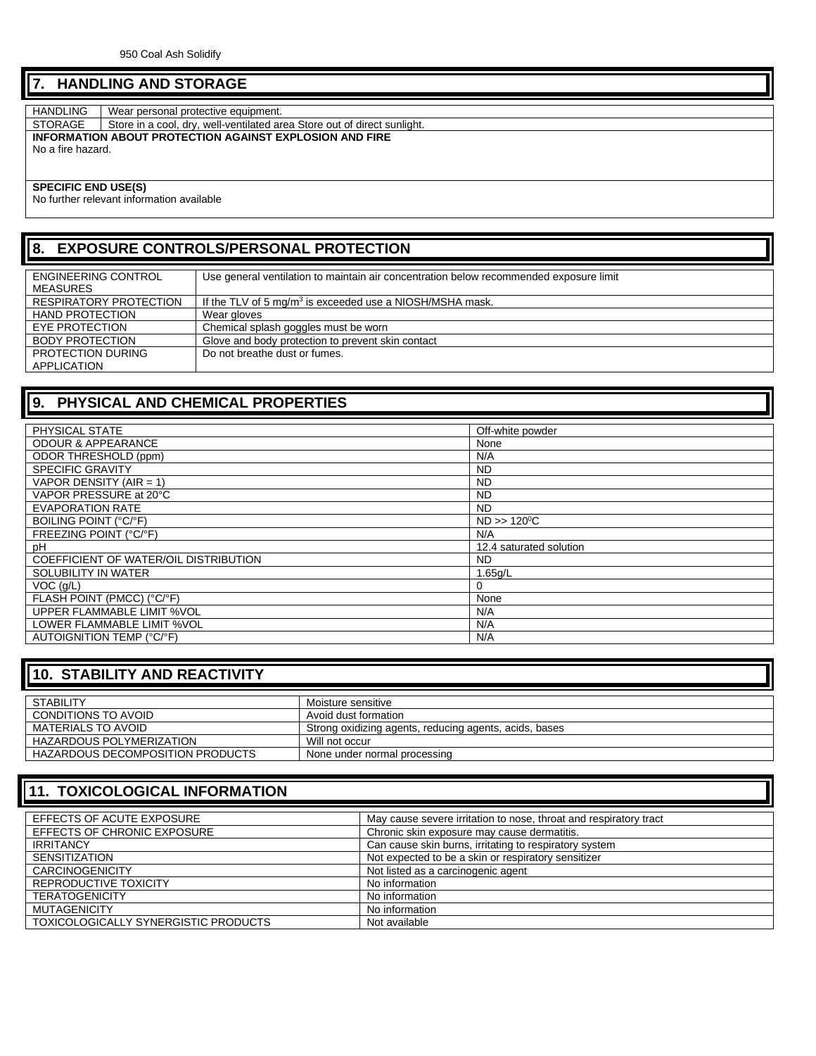## 7. HANDLING AND STORAGE

| | |
|---|---|
| HANDLING | Wear personal protective equipment. |
| STORAGE | Store in a cool, dry, well-ventilated area Store out of direct sunlight. |

**INFORMATION ABOUT PROTECTION AGAINST EXPLOSION AND FIRE**

No a fire hazard.

**SPECIFIC END USE(S)**

No further relevant information available

## 8. EXPOSURE CONTROLS/PERSONAL PROTECTION

| | |
|---|---|
| ENGINEERING CONTROL MEASURES | Use general ventilation to maintain air concentration below recommended exposure limit |
| RESPIRATORY PROTECTION | If the TLV of 5 $mg/m^3$ is exceeded use a NIOSH/MSHA mask. |
| HAND PROTECTION | Wear gloves |
| EYE PROTECTION | Chemical splash goggles must be worn |
| BODY PROTECTION | Glove and body protection to prevent skin contact |
| PROTECTION DURING APPLICATION | Do not breathe dust or fumes. |

## 9. PHYSICAL AND CHEMICAL PROPERTIES

| | |
|---|---|
| PHYSICAL STATE | Off-white powder |
| ODOUR & APPEARANCE | None |
| ODOR THRESHOLD (ppm) | N/A |
| SPECIFIC GRAVITY | ND |
| VAPOR DENSITY (AIR = 1) | ND |
| VAPOR PRESSURE at 20°C | ND |
| EVAPORATION RATE | ND |
| BOILING POINT (°C/°F) | ND >> $120^0$C |
| FREEZING POINT (°C/°F) | N/A |
| pH | 12.4 saturated solution |
| COEFFICIENT OF WATER/OIL DISTRIBUTION | ND |
| SOLUBILITY IN WATER | 1.65g/L |
| VOC (g/L) | 0 |
| FLASH POINT (PMCC) (°C/°F) | None |
| UPPER FLAMMABLE LIMIT %VOL | N/A |
| LOWER FLAMMABLE LIMIT %VOL | N/A |
| AUTOIGNITION TEMP (°C/°F) | N/A |

## 10. STABILITY AND REACTIVITY

| | |
|---|---|
| STABILITY | Moisture sensitive |
| CONDITIONS TO AVOID | Avoid dust formation |
| MATERIALS TO AVOID | Strong oxidizing agents, reducing agents, acids, bases |
| HAZARDOUS POLYMERIZATION | Will not occur |
| HAZARDOUS DECOMPOSITION PRODUCTS | None under normal processing |

## 11. TOXICOLOGICAL INFORMATION

| | |
|---|---|
| EFFECTS OF ACUTE EXPOSURE | May cause severe irritation to nose, throat and respiratory tract |
| EFFECTS OF CHRONIC EXPOSURE | Chronic skin exposure may cause dermatitis. |
| IRRITANCY | Can cause skin burns, irritating to respiratory system |
| SENSITIZATION | Not expected to be a skin or respiratory sensitizer |
| CARCINOGENICITY | Not listed as a carcinogenic agent |
| REPRODUCTIVE TOXICITY | No information |
| TERATOGENICITY | No information |
| MUTAGENICITY | No information |
| TOXICOLOGICALLY SYNERGISTIC PRODUCTS | Not available |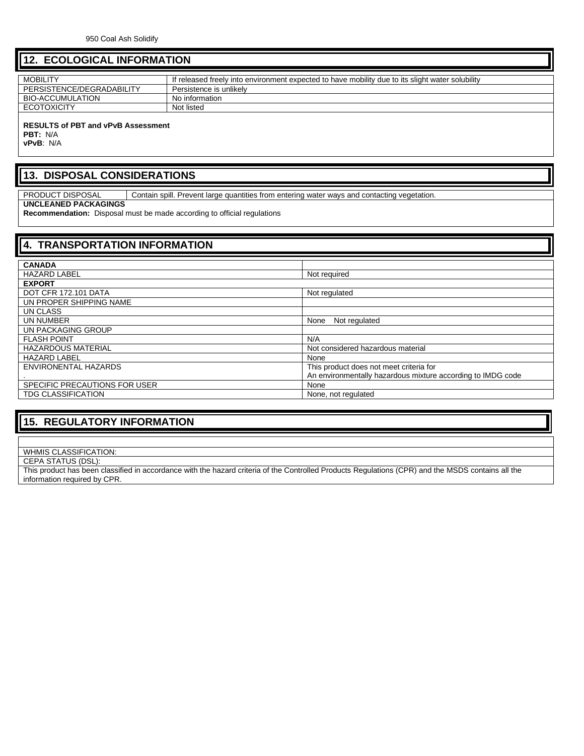## 12. ECOLOGICAL INFORMATION

| | |
|---|---|
| MOBILITY | If released freely into environment expected to have mobility due to its slight water solubility |
| PERSISTENCE/DEGRADABILITY | Persistence is unlikely |
| BIO-ACCUMULATION | No information |
| ECOTOXICITY | Not listed |

**RESULTS of PBT and vPvB Assessment**
**PBT:** N/A
**vPvB**: N/A

## 13. DISPOSAL CONSIDERATIONS

| | |
|---|---|
| PRODUCT DISPOSAL | Contain spill. Prevent large quantities from entering water ways and contacting vegetation. |

**UNCLEANED PACKAGINGS**
**Recommendation:** Disposal must be made according to official regulations

## 4. TRANSPORTATION INFORMATION

| | |
|---|---|
| **CANADA** | |
| HAZARD LABEL | Not required |
| **EXPORT** | |
| DOT CFR 172.101 DATA | Not regulated |
| UN PROPER SHIPPING NAME | |
| UN CLASS | |
| UN NUMBER | None Not regulated |
| UN PACKAGING GROUP | |
| FLASH POINT | N/A |
| HAZARDOUS MATERIAL | Not considered hazardous material |
| HAZARD LABEL | None |
| ENVIRONENTAL HAZARDS . | This product does not meet criteria for An environmentally hazardous mixture according to IMDG code |
| SPECIFIC PRECAUTIONS FOR USER | None |
| TDG CLASSIFICATION | None, not regulated |

## 15. REGULATORY INFORMATION

WHMIS CLASSIFICATION:

CEPA STATUS (DSL):

This product has been classified in accordance with the hazard criteria of the Controlled Products Regulations (CPR) and the MSDS contains all the information required by CPR.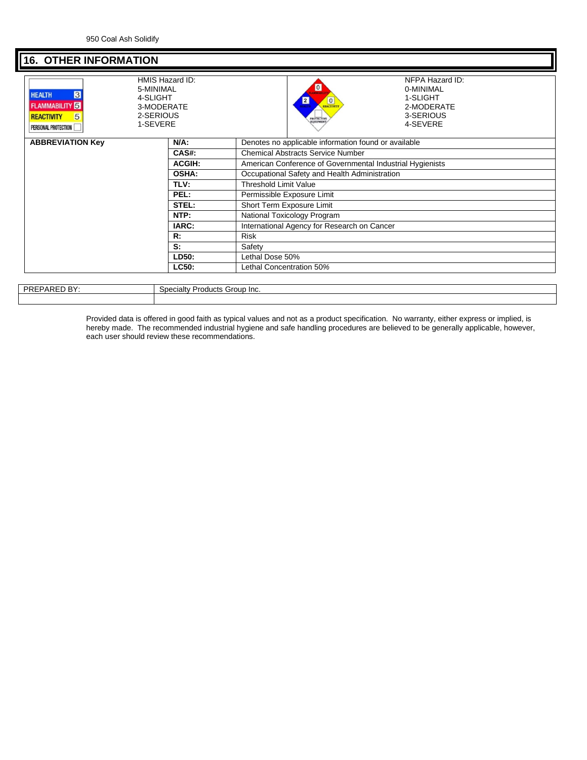## 16. OTHER INFORMATION

| | | | |
|---|---|---|---|
| HEALTH 3<br>FLAMMABILITY 5<br>REACTIVITY 5<br>PERSONAL PROTECTION | HMIS Hazard ID:<br>5-MINIMAL<br>4-SLIGHT<br>3-MODERATE<br>2-SERIOUS<br>1-SEVERE | 0 / 2 / 0 | NFPA Hazard ID:<br>0-MINIMAL<br>1-SLIGHT<br>2-MODERATE<br>3-SERIOUS<br>4-SEVERE |

| | | |
|---|---|---|
| **ABBREVIATION Key** | **N/A:** | Denotes no applicable information found or available |
| | **CAS#:** | Chemical Abstracts Service Number |
| | **ACGIH:** | American Conference of Governmental Industrial Hygienists |
| | **OSHA:** | Occupational Safety and Health Administration |
| | **TLV:** | Threshold Limit Value |
| | **PEL:** | Permissible Exposure Limit |
| | **STEL:** | Short Term Exposure Limit |
| | **NTP:** | National Toxicology Program |
| | **IARC:** | International Agency for Research on Cancer |
| | **R:** | Risk |
| | **S:** | Safety |
| | **LD50:** | Lethal Dose 50% |
| | **LC50:** | Lethal Concentration 50% |

| | |
|---|---|
| PREPARED BY: | Specialty Products Group Inc. |
| | |

Provided data is offered in good faith as typical values and not as a product specification. No warranty, either express or implied, is hereby made. The recommended industrial hygiene and safe handling procedures are believed to be generally applicable, however, each user should review these recommendations.